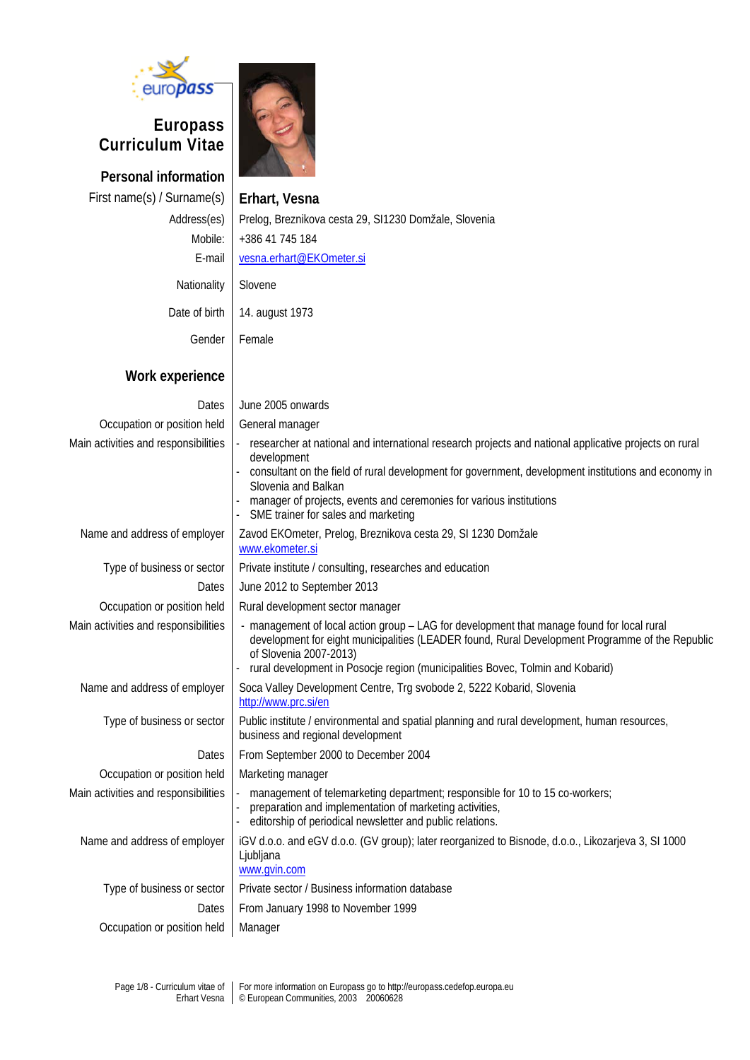# Europass Curriculum Vitae

## Personal information

| | |
|---|---|
| First name(s) / Surname(s) | **Erhart, Vesna** |
| Address(es) | Prelog, Breznikova cesta 29, SI1230 Domžale, Slovenia |
| Mobile: | +386 41 745 184 |
| E-mail | vesna.erhart@EKOmeter.si |
| Nationality | Slovene |
| Date of birth | 14. august 1973 |
| Gender | Female |

## Work experience

| | |
|---|---|
| Dates | June 2005 onwards |
| Occupation or position held | General manager |
| Main activities and responsibilities | - researcher at national and international research projects and national applicative projects on rural development<br>- consultant on the field of rural development for government, development institutions and economy in Slovenia and Balkan<br>- manager of projects, events and ceremonies for various institutions<br>- SME trainer for sales and marketing |
| Name and address of employer | Zavod EKOmeter, Prelog, Breznikova cesta 29, SI 1230 Domžale<br>www.ekometer.si |
| Type of business or sector | Private institute / consulting, researches and education |
| Dates | June 2012 to September 2013 |
| Occupation or position held | Rural development sector manager |
| Main activities and responsibilities | - management of local action group – LAG for development that manage found for local rural development for eight municipalities (LEADER found, Rural Development Programme of the Republic of Slovenia 2007-2013)<br>- rural development in Posocje region (municipalities Bovec, Tolmin and Kobarid) |
| Name and address of employer | Soca Valley Development Centre, Trg svobode 2, 5222 Kobarid, Slovenia<br>http://www.prc.si/en |
| Type of business or sector | Public institute / environmental and spatial planning and rural development, human resources, business and regional development |
| Dates | From September 2000 to December 2004 |
| Occupation or position held | Marketing manager |
| Main activities and responsibilities | - management of telemarketing department; responsible for 10 to 15 co-workers;<br>- preparation and implementation of marketing activities,<br>- editorship of periodical newsletter and public relations. |
| Name and address of employer | iGV d.o.o. and eGV d.o.o. (GV group); later reorganized to Bisnode, d.o.o., Likozarjeva 3, SI 1000 Ljubljana<br>www.gvin.com |
| Type of business or sector | Private sector / Business information database |
| Dates | From January 1998 to November 1999 |
| Occupation or position held | Manager |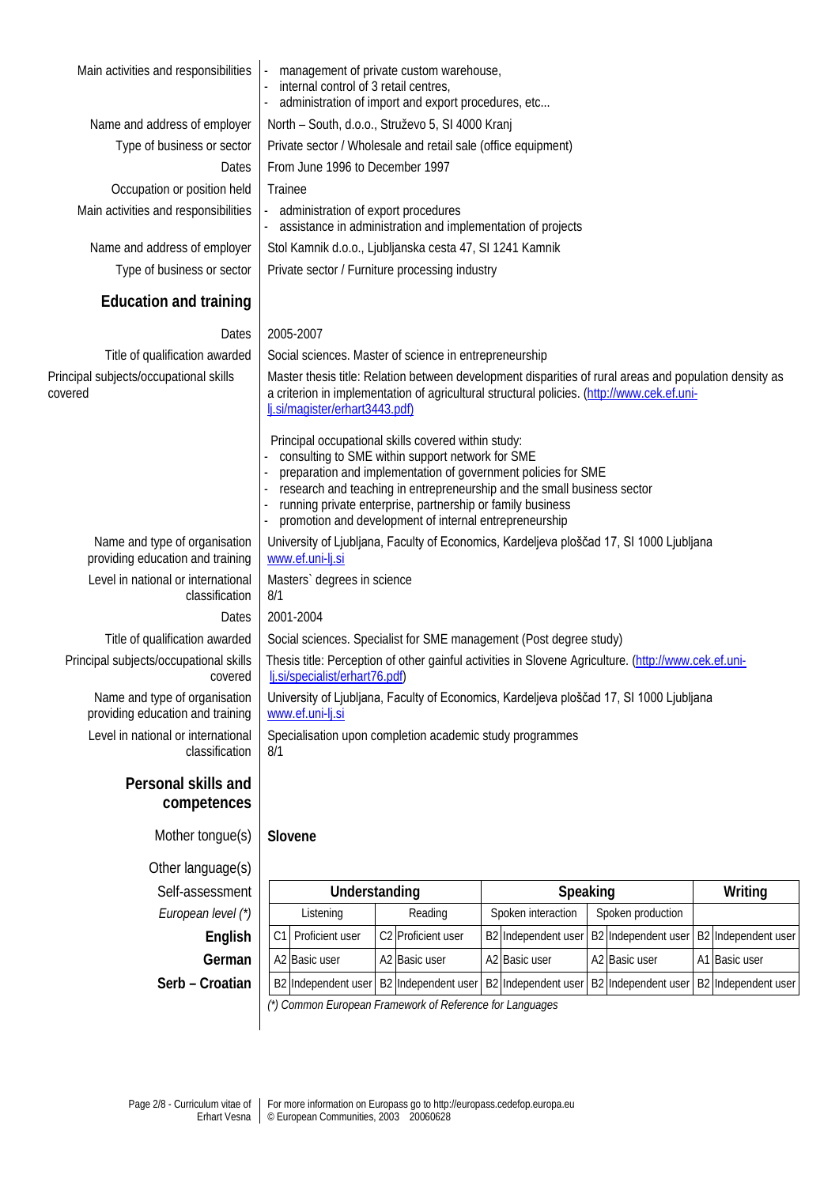| | |
|---|---|
| Main activities and responsibilities | - management of private custom warehouse,<br>- internal control of 3 retail centres,<br>- administration of import and export procedures, etc... |
| Name and address of employer | North – South, d.o.o., Struževo 5, SI 4000 Kranj |
| Type of business or sector | Private sector / Wholesale and retail sale (office equipment) |
| Dates | From June 1996 to December 1997 |
| Occupation or position held | Trainee |
| Main activities and responsibilities | - administration of export procedures<br>- assistance in administration and implementation of projects |
| Name and address of employer | Stol Kamnik d.o.o., Ljubljanska cesta 47, SI 1241 Kamnik |
| Type of business or sector | Private sector / Furniture processing industry |

## Education and training

| | |
|---|---|
| Dates | 2005-2007 |
| Title of qualification awarded | Social sciences. Master of science in entrepreneurship |
| Principal subjects/occupational skills covered | Master thesis title: Relation between development disparities of rural areas and population density as a criterion in implementation of agricultural structural policies. (http://www.cek.ef.uni-lj.si/magister/erhart3443.pdf)<br><br>Principal occupational skills covered within study:<br>- consulting to SME within support network for SME<br>- preparation and implementation of government policies for SME<br>- research and teaching in entrepreneurship and the small business sector<br>- running private enterprise, partnership or family business<br>- promotion and development of internal entrepreneurship |
| Name and type of organisation providing education and training | University of Ljubljana, Faculty of Economics, Kardeljeva ploščad 17, SI 1000 Ljubljana<br>www.ef.uni-lj.si |
| Level in national or international classification | Masters` degrees in science<br>8/1 |
| Dates | 2001-2004 |
| Title of qualification awarded | Social sciences. Specialist for SME management (Post degree study) |
| Principal subjects/occupational skills covered | Thesis title: Perception of other gainful activities in Slovene Agriculture. (http://www.cek.ef.uni-lj.si/specialist/erhart76.pdf) |
| Name and type of organisation providing education and training | University of Ljubljana, Faculty of Economics, Kardeljeva ploščad 17, SI 1000 Ljubljana<br>www.ef.uni-lj.si |
| Level in national or international classification | Specialisation upon completion academic study programmes<br>8/1 |

## Personal skills and competences

Mother tongue(s): **Slovene**

Other language(s)

| Self-assessment | Understanding | | Speaking | | Writing |
|---|---|---|---|---|---|
| *European level (\*)* | Listening | Reading | Spoken interaction | Spoken production | |
| **English** | C1 Proficient user | C2 Proficient user | B2 Independent user | B2 Independent user | B2 Independent user |
| **German** | A2 Basic user | A2 Basic user | A2 Basic user | A2 Basic user | A1 Basic user |
| **Serb – Croatian** | B2 Independent user | B2 Independent user | B2 Independent user | B2 Independent user | B2 Independent user |

*(\*) Common European Framework of Reference for Languages*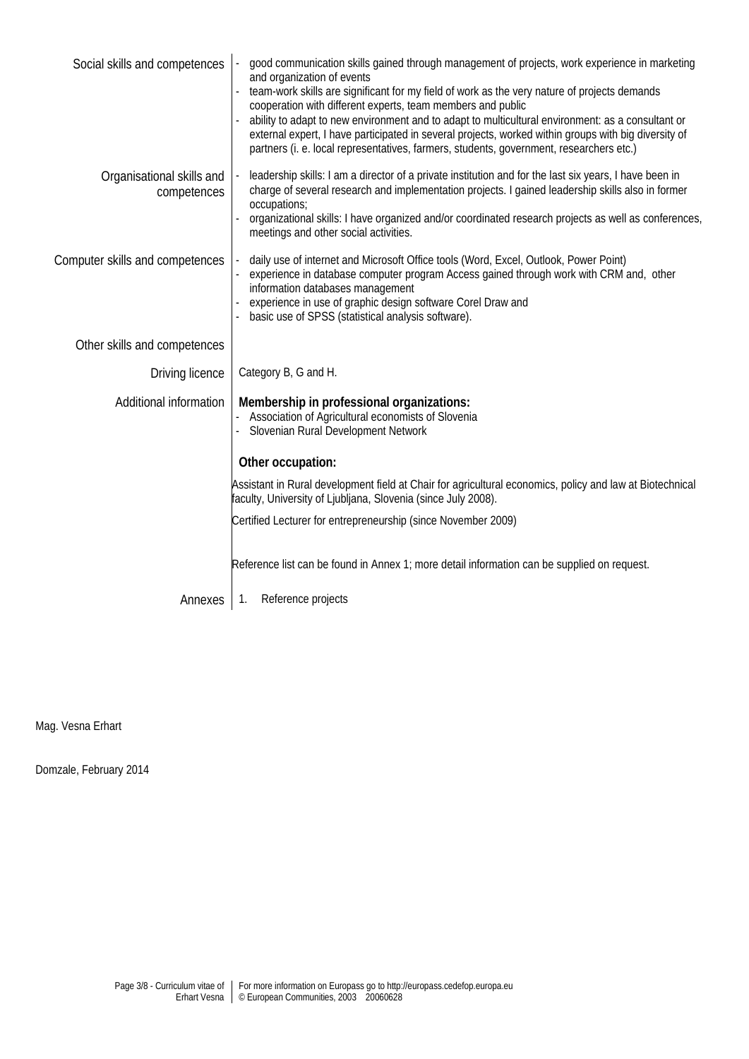**Social skills and competences**

- good communication skills gained through management of projects, work experience in marketing and organization of events
- team-work skills are significant for my field of work as the very nature of projects demands cooperation with different experts, team members and public
- ability to adapt to new environment and to adapt to multicultural environment: as a consultant or external expert, I have participated in several projects, worked within groups with big diversity of partners (i. e. local representatives, farmers, students, government, researchers etc.)

**Organisational skills and competences**

- leadership skills: I am a director of a private institution and for the last six years, I have been in charge of several research and implementation projects. I gained leadership skills also in former occupations;
- organizational skills: I have organized and/or coordinated research projects as well as conferences, meetings and other social activities.

**Computer skills and competences**

- daily use of internet and Microsoft Office tools (Word, Excel, Outlook, Power Point)
- experience in database computer program Access gained through work with CRM and, other information databases management
- experience in use of graphic design software Corel Draw and
- basic use of SPSS (statistical analysis software).

**Other skills and competences**

**Driving licence**

Category B, G and H.

**Additional information**

**Membership in professional organizations:**

- Association of Agricultural economists of Slovenia
- Slovenian Rural Development Network

**Other occupation:**

Assistant in Rural development field at Chair for agricultural economics, policy and law at Biotechnical faculty, University of Ljubljana, Slovenia (since July 2008).

Certified Lecturer for entrepreneurship (since November 2009)

Reference list can be found in Annex 1; more detail information can be supplied on request.

**Annexes**

1. Reference projects

Mag. Vesna Erhart

Domzale, February 2014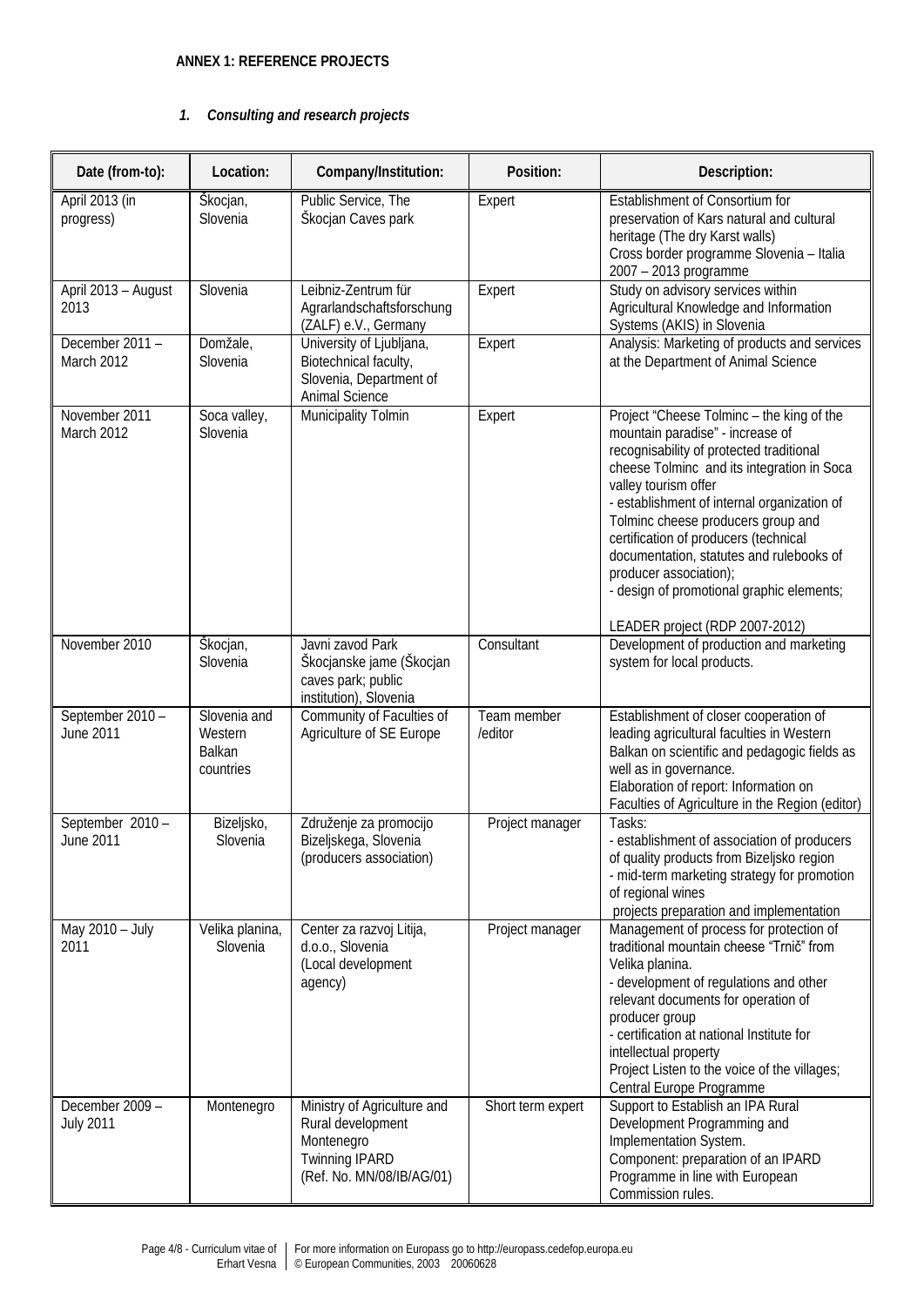**ANNEX 1: REFERENCE PROJECTS**

1. ***Consulting and research projects***

| Date (from-to): | Location: | Company/Institution: | Position: | Description: |
|---|---|---|---|---|
| April 2013 (in progress) | Škocjan, Slovenia | Public Service, The Škocjan Caves park | Expert | Establishment of Consortium for preservation of Kars natural and cultural heritage (The dry Karst walls)<br>Cross border programme Slovenia – Italia 2007 – 2013 programme |
| April 2013 – August 2013 | Slovenia | Leibniz-Zentrum für Agrarlandschaftsforschung (ZALF) e.V., Germany | Expert | Study on advisory services within Agricultural Knowledge and Information Systems (AKIS) in Slovenia |
| December 2011 – March 2012 | Domžale, Slovenia | University of Ljubljana, Biotechnical faculty, Slovenia, Department of Animal Science | Expert | Analysis: Marketing of products and services at the Department of Animal Science |
| November 2011 March 2012 | Soca valley, Slovenia | Municipality Tolmin | Expert | Project "Cheese Tolminc – the king of the mountain paradise" - increase of recognisability of protected traditional cheese Tolminc and its integration in Soca valley tourism offer<br>- establishment of internal organization of Tolminc cheese producers group and certification of producers (technical documentation, statutes and rulebooks of producer association);<br>- design of promotional graphic elements;<br><br>LEADER project (RDP 2007-2012) |
| November 2010 | Škocjan, Slovenia | Javni zavod Park Škocjanske jame (Škocjan caves park; public institution), Slovenia | Consultant | Development of production and marketing system for local products. |
| September 2010 – June 2011 | Slovenia and Western Balkan countries | Community of Faculties of Agriculture of SE Europe | Team member /editor | Establishment of closer cooperation of leading agricultural faculties in Western Balkan on scientific and pedagogic fields as well as in governance.<br>Elaboration of report: Information on Faculties of Agriculture in the Region (editor) |
| September 2010 – June 2011 | Bizeljsko, Slovenia | Združenje za promocijo Bizeljskega, Slovenia (producers association) | Project manager | Tasks:<br>- establishment of association of producers of quality products from Bizeljsko region<br>- mid-term marketing strategy for promotion of regional wines<br>projects preparation and implementation |
| May 2010 – July 2011 | Velika planina, Slovenia | Center za razvoj Litija, d.o.o., Slovenia (Local development agency) | Project manager | Management of process for protection of traditional mountain cheese "Trnič" from Velika planina.<br>- development of regulations and other relevant documents for operation of producer group<br>- certification at national Institute for intellectual property<br>Project Listen to the voice of the villages; Central Europe Programme |
| December 2009 – July 2011 | Montenegro | Ministry of Agriculture and Rural development Montenegro<br>Twinning IPARD<br>(Ref. No. MN/08/IB/AG/01) | Short term expert | Support to Establish an IPA Rural Development Programming and Implementation System.<br>Component: preparation of an IPARD Programme in line with European Commission rules. |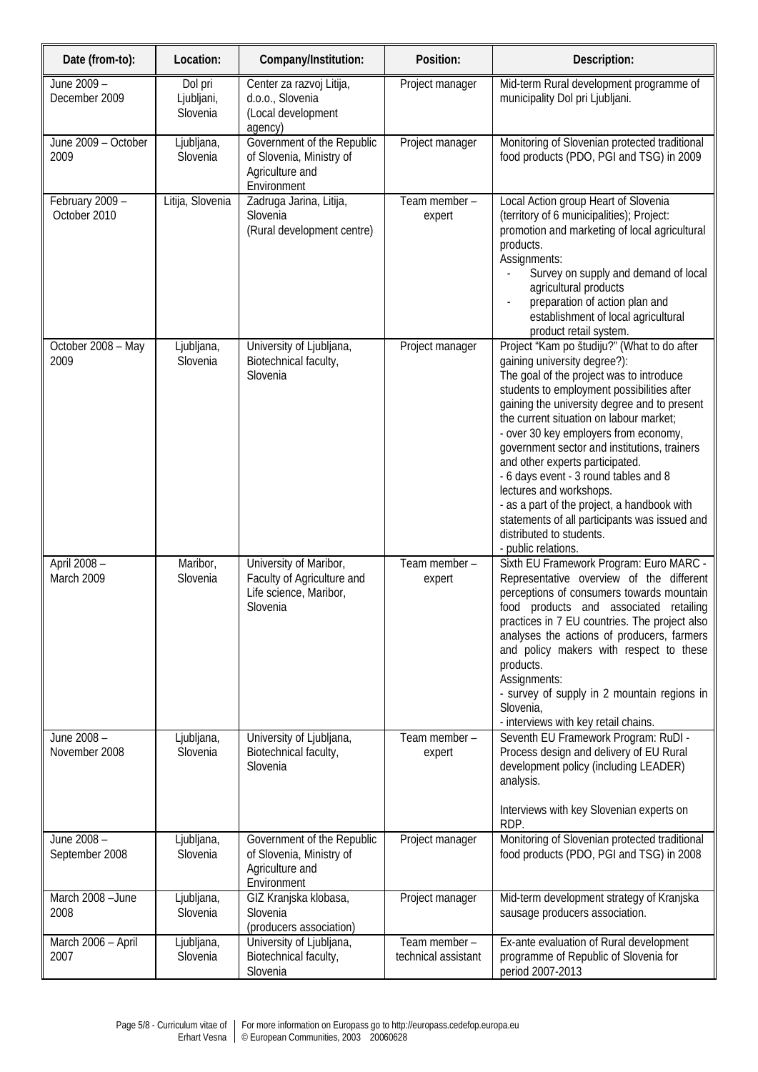| Date (from-to): | Location: | Company/Institution: | Position: | Description: |
| --- | --- | --- | --- | --- |
| June 2009 – December 2009 | Dol pri Ljubljani, Slovenia | Center za razvoj Litija, d.o.o., Slovenia (Local development agency) | Project manager | Mid-term Rural development programme of municipality Dol pri Ljubljani. |
| June 2009 – October 2009 | Ljubljana, Slovenia | Government of the Republic of Slovenia, Ministry of Agriculture and Environment | Project manager | Monitoring of Slovenian protected traditional food products (PDO, PGI and TSG) in 2009 |
| February 2009 – October 2010 | Litija, Slovenia | Zadruga Jarina, Litija, Slovenia (Rural development centre) | Team member – expert | Local Action group Heart of Slovenia (territory of 6 municipalities); Project: promotion and marketing of local agricultural products.<br>Assignments:<br>- Survey on supply and demand of local agricultural products<br>- preparation of action plan and establishment of local agricultural product retail system. |
| October 2008 – May 2009 | Ljubljana, Slovenia | University of Ljubljana, Biotechnical faculty, Slovenia | Project manager | Project "Kam po študiju?" (What to do after gaining university degree?):<br>The goal of the project was to introduce students to employment possibilities after gaining the university degree and to present the current situation on labour market;<br>- over 30 key employers from economy, government sector and institutions, trainers and other experts participated.<br>- 6 days event - 3 round tables and 8 lectures and workshops.<br>- as a part of the project, a handbook with statements of all participants was issued and distributed to students.<br>- public relations. |
| April 2008 – March 2009 | Maribor, Slovenia | University of Maribor, Faculty of Agriculture and Life science, Maribor, Slovenia | Team member – expert | Sixth EU Framework Program: Euro MARC - Representative overview of the different perceptions of consumers towards mountain food products and associated retailing practices in 7 EU countries. The project also analyses the actions of producers, farmers and policy makers with respect to these products.<br>Assignments:<br>- survey of supply in 2 mountain regions in Slovenia,<br>- interviews with key retail chains. |
| June 2008 – November 2008 | Ljubljana, Slovenia | University of Ljubljana, Biotechnical faculty, Slovenia | Team member – expert | Seventh EU Framework Program: RuDI - Process design and delivery of EU Rural development policy (including LEADER) analysis.<br><br>Interviews with key Slovenian experts on RDP. |
| June 2008 – September 2008 | Ljubljana, Slovenia | Government of the Republic of Slovenia, Ministry of Agriculture and Environment | Project manager | Monitoring of Slovenian protected traditional food products (PDO, PGI and TSG) in 2008 |
| March 2008 –June 2008 | Ljubljana, Slovenia | GIZ Kranjska klobasa, Slovenia (producers association) | Project manager | Mid-term development strategy of Kranjska sausage producers association. |
| March 2006 – April 2007 | Ljubljana, Slovenia | University of Ljubljana, Biotechnical faculty, Slovenia | Team member – technical assistant | Ex-ante evaluation of Rural development programme of Republic of Slovenia for period 2007-2013 |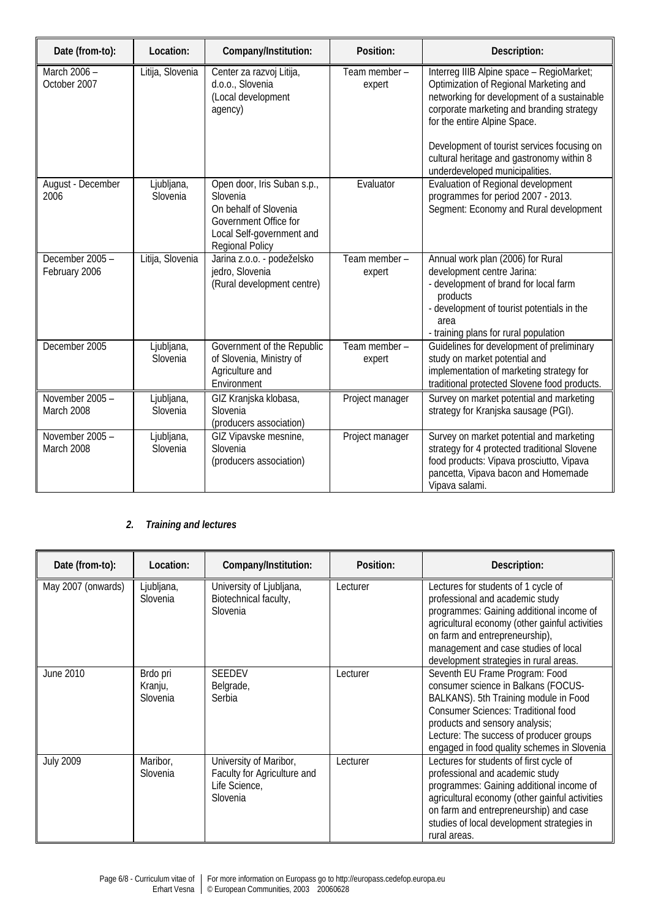| Date (from-to): | Location: | Company/Institution: | Position: | Description: |
|---|---|---|---|---|
| March 2006 – October 2007 | Litija, Slovenia | Center za razvoj Litija, d.o.o., Slovenia (Local development agency) | Team member – expert | Interreg IIIB Alpine space – RegioMarket; Optimization of Regional Marketing and networking for development of a sustainable corporate marketing and branding strategy for the entire Alpine Space.<br><br>Development of tourist services focusing on cultural heritage and gastronomy within 8 underdeveloped municipalities. |
| August - December 2006 | Ljubljana, Slovenia | Open door, Iris Suban s.p., Slovenia On behalf of Slovenia Government Office for Local Self-government and Regional Policy | Evaluator | Evaluation of Regional development programmes for period 2007 - 2013. Segment: Economy and Rural development |
| December 2005 – February 2006 | Litija, Slovenia | Jarina z.o.o. - podeželsko jedro, Slovenia (Rural development centre) | Team member – expert | Annual work plan (2006) for Rural development centre Jarina:<br>- development of brand for local farm products<br>- development of tourist potentials in the area<br>- training plans for rural population |
| December 2005 | Ljubljana, Slovenia | Government of the Republic of Slovenia, Ministry of Agriculture and Environment | Team member – expert | Guidelines for development of preliminary study on market potential and implementation of marketing strategy for traditional protected Slovene food products. |
| November 2005 – March 2008 | Ljubljana, Slovenia | GIZ Kranjska klobasa, Slovenia (producers association) | Project manager | Survey on market potential and marketing strategy for Kranjska sausage (PGI). |
| November 2005 – March 2008 | Ljubljana, Slovenia | GIZ Vipavske mesnine, Slovenia (producers association) | Project manager | Survey on market potential and marketing strategy for 4 protected traditional Slovene food products: Vipava prosciutto, Vipava pancetta, Vipava bacon and Homemade Vipava salami. |

## *2. Training and lectures*

| Date (from-to): | Location: | Company/Institution: | Position: | Description: |
|---|---|---|---|---|
| May 2007 (onwards) | Ljubljana, Slovenia | University of Ljubljana, Biotechnical faculty, Slovenia | Lecturer | Lectures for students of 1 cycle of professional and academic study programmes: Gaining additional income of agricultural economy (other gainful activities on farm and entrepreneurship), management and case studies of local development strategies in rural areas. |
| June 2010 | Brdo pri Kranju, Slovenia | SEEDEV Belgrade, Serbia | Lecturer | Seventh EU Frame Program: Food consumer science in Balkans (FOCUS-BALKANS). 5th Training module in Food Consumer Sciences: Traditional food products and sensory analysis;<br>Lecture: The success of producer groups engaged in food quality schemes in Slovenia |
| July 2009 | Maribor, Slovenia | University of Maribor, Faculty for Agriculture and Life Science, Slovenia | Lecturer | Lectures for students of first cycle of professional and academic study programmes: Gaining additional income of agricultural economy (other gainful activities on farm and entrepreneurship) and case studies of local development strategies in rural areas. |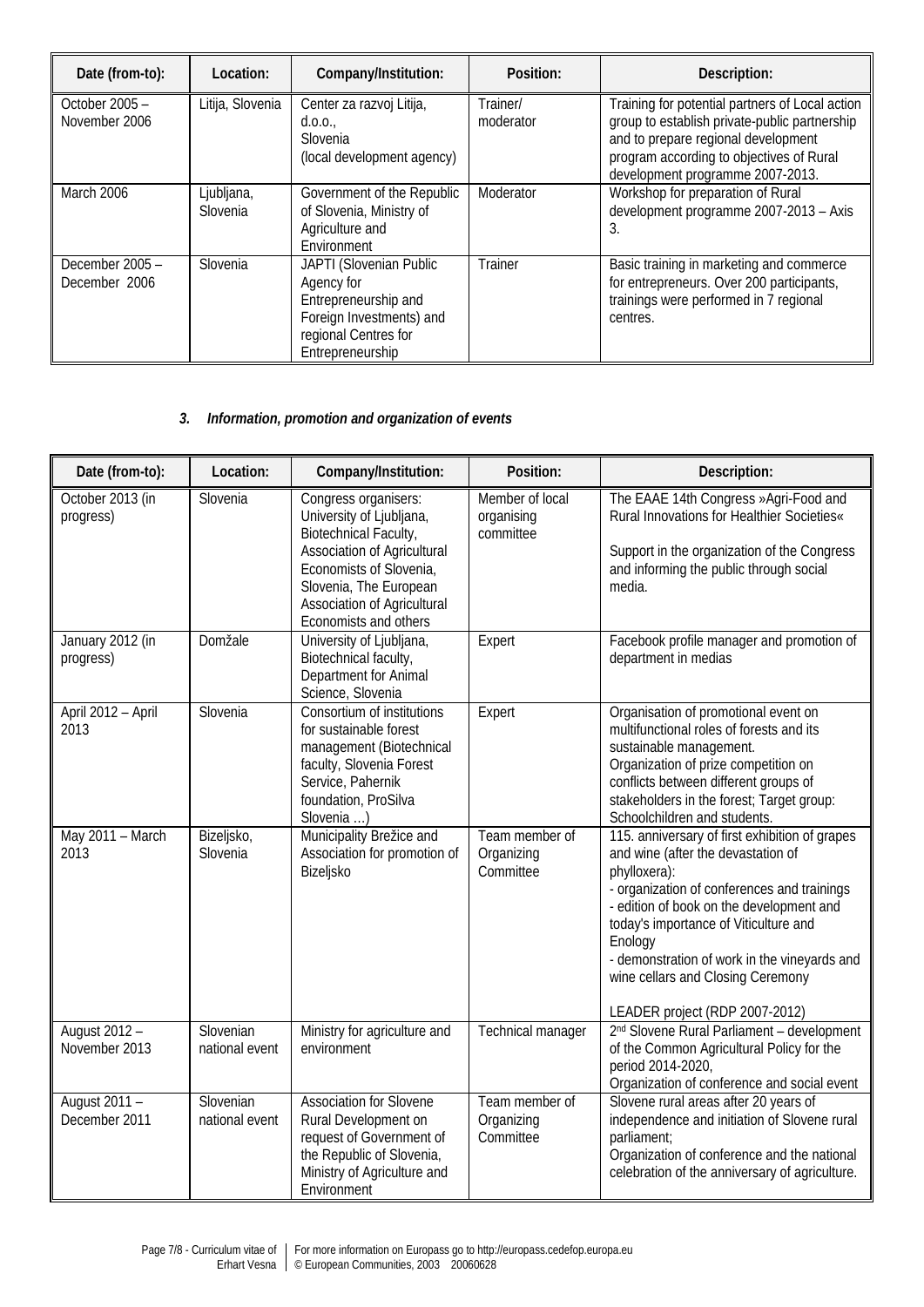| Date (from-to): | Location: | Company/Institution: | Position: | Description: |
|---|---|---|---|---|
| October 2005 – November 2006 | Litija, Slovenia | Center za razvoj Litija, d.o.o., Slovenia (local development agency) | Trainer/ moderator | Training for potential partners of Local action group to establish private-public partnership and to prepare regional development program according to objectives of Rural development programme 2007-2013. |
| March 2006 | Ljubljana, Slovenia | Government of the Republic of Slovenia, Ministry of Agriculture and Environment | Moderator | Workshop for preparation of Rural development programme 2007-2013 – Axis 3. |
| December 2005 – December 2006 | Slovenia | JAPTI (Slovenian Public Agency for Entrepreneurship and Foreign Investments) and regional Centres for Entrepreneurship | Trainer | Basic training in marketing and commerce for entrepreneurs. Over 200 participants, trainings were performed in 7 regional centres. |

### *3. Information, promotion and organization of events*

| Date (from-to): | Location: | Company/Institution: | Position: | Description: |
|---|---|---|---|---|
| October 2013 (in progress) | Slovenia | Congress organisers: University of Ljubljana, Biotechnical Faculty, Association of Agricultural Economists of Slovenia, Slovenia, The European Association of Agricultural Economists and others | Member of local organising committee | The EAAE 14th Congress »Agri-Food and Rural Innovations for Healthier Societies« <br><br> Support in the organization of the Congress and informing the public through social media. |
| January 2012 (in progress) | Domžale | University of Ljubljana, Biotechnical faculty, Department for Animal Science, Slovenia | Expert | Facebook profile manager and promotion of department in medias |
| April 2012 – April 2013 | Slovenia | Consortium of institutions for sustainable forest management (Biotechnical faculty, Slovenia Forest Service, Pahernik foundation, ProSilva Slovenia …) | Expert | Organisation of promotional event on multifunctional roles of forests and its sustainable management. Organization of prize competition on conflicts between different groups of stakeholders in the forest; Target group: Schoolchildren and students. |
| May 2011 – March 2013 | Bizeljsko, Slovenia | Municipality Brežice and Association for promotion of Bizeljsko | Team member of Organizing Committee | 115. anniversary of first exhibition of grapes and wine (after the devastation of phylloxera): <br> - organization of conferences and trainings <br> - edition of book on the development and today's importance of Viticulture and Enology <br> - demonstration of work in the vineyards and wine cellars and Closing Ceremony <br><br> LEADER project (RDP 2007-2012) |
| August 2012 – November 2013 | Slovenian national event | Ministry for agriculture and environment | Technical manager | 2nd Slovene Rural Parliament – development of the Common Agricultural Policy for the period 2014-2020, Organization of conference and social event |
| August 2011 – December 2011 | Slovenian national event | Association for Slovene Rural Development on request of Government of the Republic of Slovenia, Ministry of Agriculture and Environment | Team member of Organizing Committee | Slovene rural areas after 20 years of independence and initiation of Slovene rural parliament; Organization of conference and the national celebration of the anniversary of agriculture. |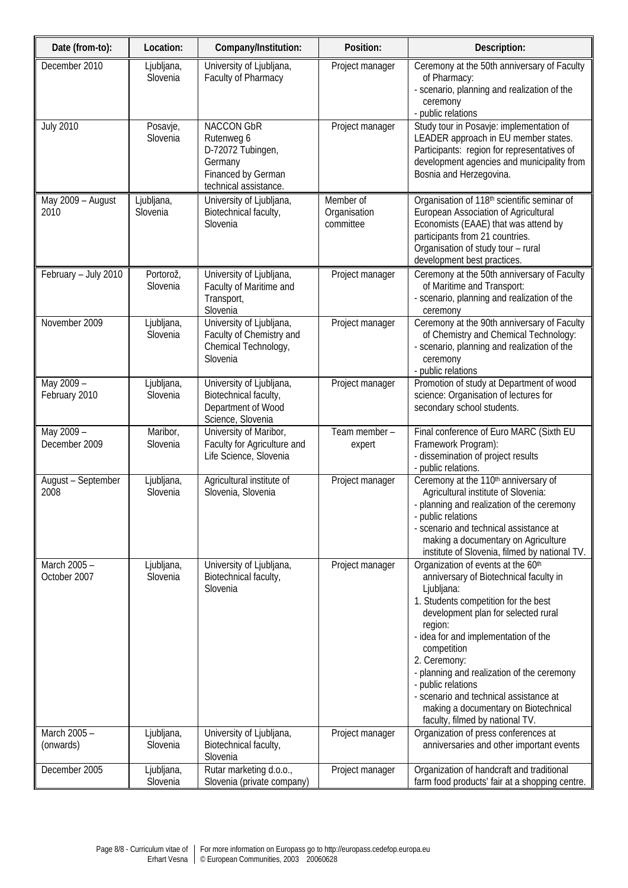| Date (from-to): | Location: | Company/Institution: | Position: | Description: |
|---|---|---|---|---|
| December 2010 | Ljubljana, Slovenia | University of Ljubljana, Faculty of Pharmacy | Project manager | Ceremony at the 50th anniversary of Faculty of Pharmacy:<br>- scenario, planning and realization of the ceremony<br>- public relations |
| July 2010 | Posavje, Slovenia | NACCON GbR<br>Rutenweg 6<br>D-72072 Tubingen, Germany<br>Financed by German technical assistance. | Project manager | Study tour in Posavje: implementation of LEADER approach in EU member states. Participants: region for representatives of development agencies and municipality from Bosnia and Herzegovina. |
| May 2009 – August 2010 | Ljubljana, Slovenia | University of Ljubljana, Biotechnical faculty, Slovenia | Member of Organisation committee | Organisation of 118th scientific seminar of European Association of Agricultural Economists (EAAE) that was attend by participants from 21 countries.<br>Organisation of study tour – rural development best practices. |
| February – July 2010 | Portorož, Slovenia | University of Ljubljana, Faculty of Maritime and Transport, Slovenia | Project manager | Ceremony at the 50th anniversary of Faculty of Maritime and Transport:<br>- scenario, planning and realization of the ceremony |
| November 2009 | Ljubljana, Slovenia | University of Ljubljana, Faculty of Chemistry and Chemical Technology, Slovenia | Project manager | Ceremony at the 90th anniversary of Faculty of Chemistry and Chemical Technology:<br>- scenario, planning and realization of the ceremony<br>- public relations |
| May 2009 – February 2010 | Ljubljana, Slovenia | University of Ljubljana, Biotechnical faculty, Department of Wood Science, Slovenia | Project manager | Promotion of study at Department of wood science: Organisation of lectures for secondary school students. |
| May 2009 – December 2009 | Maribor, Slovenia | University of Maribor, Faculty for Agriculture and Life Science, Slovenia | Team member – expert | Final conference of Euro MARC (Sixth EU Framework Program):<br>- dissemination of project results<br>- public relations. |
| August – September 2008 | Ljubljana, Slovenia | Agricultural institute of Slovenia, Slovenia | Project manager | Ceremony at the 110th anniversary of Agricultural institute of Slovenia:<br>- planning and realization of the ceremony<br>- public relations<br>- scenario and technical assistance at making a documentary on Agriculture institute of Slovenia, filmed by national TV. |
| March 2005 – October 2007 | Ljubljana, Slovenia | University of Ljubljana, Biotechnical faculty, Slovenia | Project manager | Organization of events at the 60th anniversary of Biotechnical faculty in Ljubljana:<br>1. Students competition for the best development plan for selected rural region:<br>- idea for and implementation of the competition<br>2. Ceremony:<br>- planning and realization of the ceremony<br>- public relations<br>- scenario and technical assistance at making a documentary on Biotechnical faculty, filmed by national TV. |
| March 2005 – (onwards) | Ljubljana, Slovenia | University of Ljubljana, Biotechnical faculty, Slovenia | Project manager | Organization of press conferences at anniversaries and other important events |
| December 2005 | Ljubljana, Slovenia | Rutar marketing d.o.o., Slovenia (private company) | Project manager | Organization of handcraft and traditional farm food products' fair at a shopping centre. |